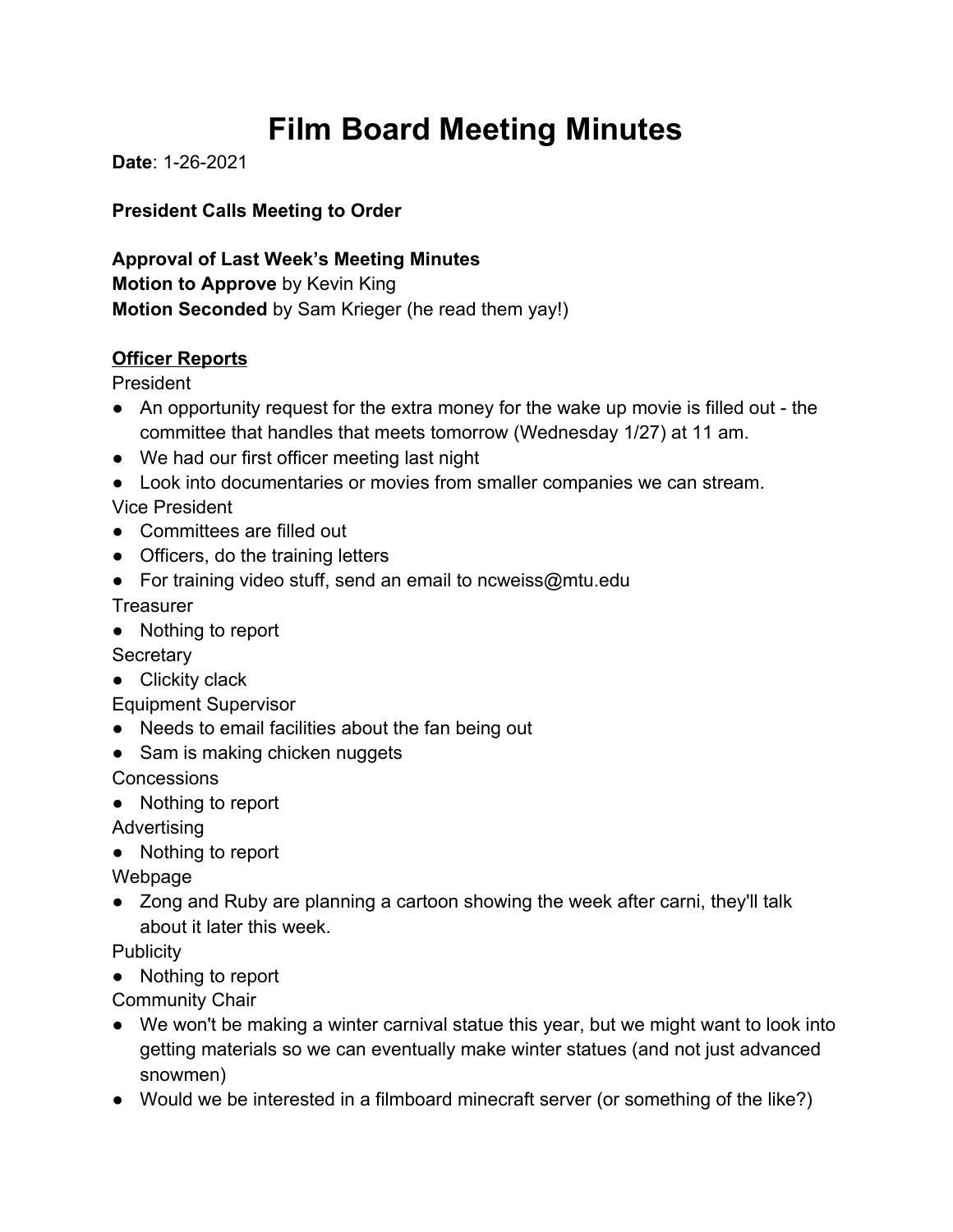# Film Board Meeting Minutes

**Date**: 1-26-2021

**President Calls Meeting to Order**

**Approval of Last Week's Meeting Minutes**
**Motion to Approve** by Kevin King
**Motion Seconded** by Sam Krieger (he read them yay!)

## Officer Reports

President
- An opportunity request for the extra money for the wake up movie is filled out - the committee that handles that meets tomorrow (Wednesday 1/27) at 11 am.
- We had our first officer meeting last night
- Look into documentaries or movies from smaller companies we can stream.

Vice President
- Committees are filled out
- Officers, do the training letters
- For training video stuff, send an email to ncweiss@mtu.edu

Treasurer
- Nothing to report

Secretary
- Clickity clack

Equipment Supervisor
- Needs to email facilities about the fan being out
- Sam is making chicken nuggets

Concessions
- Nothing to report

Advertising
- Nothing to report

Webpage
- Zong and Ruby are planning a cartoon showing the week after carni, they'll talk about it later this week.

Publicity
- Nothing to report

Community Chair
- We won't be making a winter carnival statue this year, but we might want to look into getting materials so we can eventually make winter statues (and not just advanced snowmen)
- Would we be interested in a filmboard minecraft server (or something of the like?)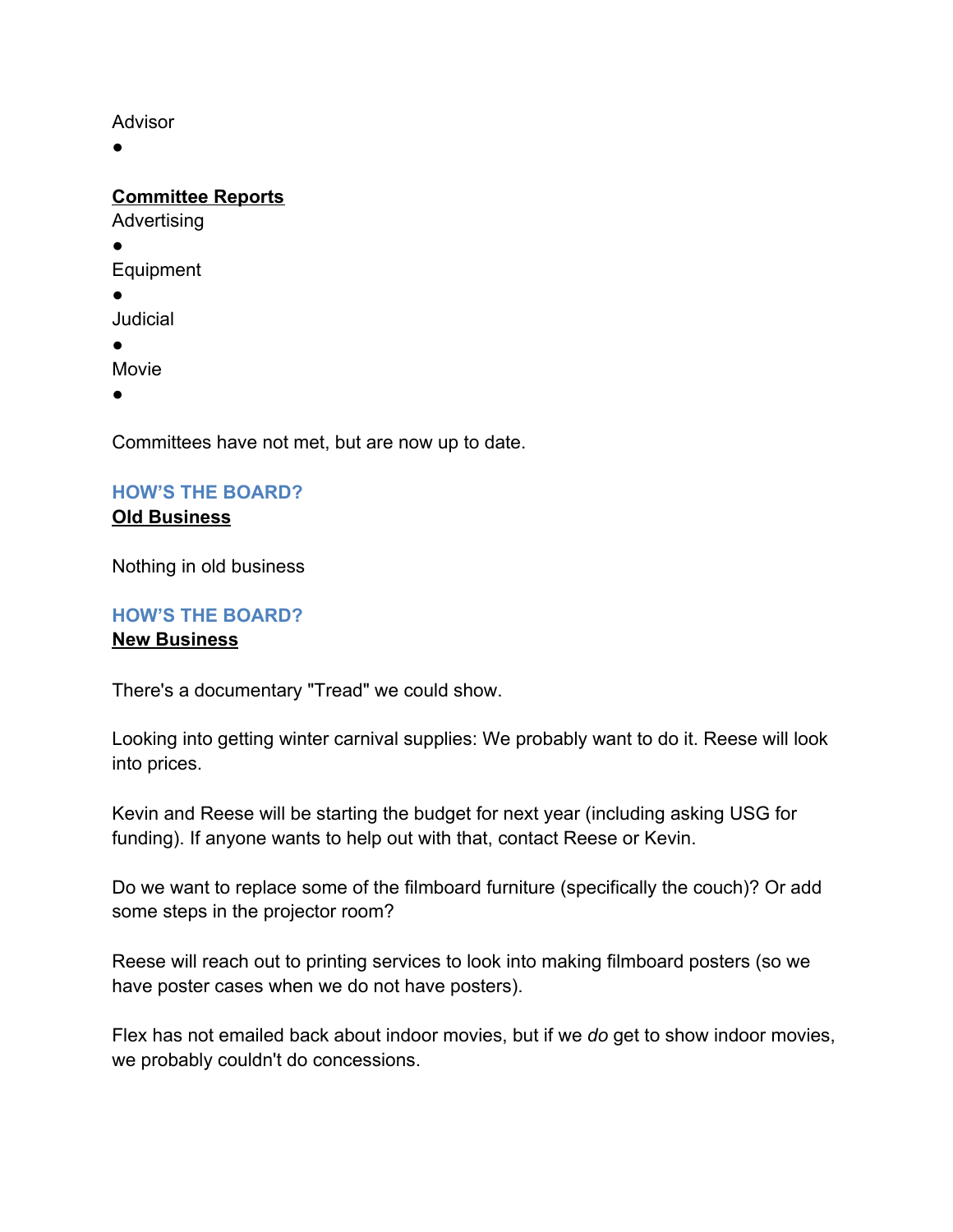Advisor

- 

**Committee Reports**

Advertising

- 

Equipment

- 

Judicial

- 

Movie

- 

Committees have not met, but are now up to date.

### HOW'S THE BOARD?

**Old Business**

Nothing in old business

### HOW'S THE BOARD?

**New Business**

There's a documentary "Tread" we could show.

Looking into getting winter carnival supplies: We probably want to do it. Reese will look into prices.

Kevin and Reese will be starting the budget for next year (including asking USG for funding). If anyone wants to help out with that, contact Reese or Kevin.

Do we want to replace some of the filmboard furniture (specifically the couch)? Or add some steps in the projector room?

Reese will reach out to printing services to look into making filmboard posters (so we have poster cases when we do not have posters).

Flex has not emailed back about indoor movies, but if we *do* get to show indoor movies, we probably couldn't do concessions.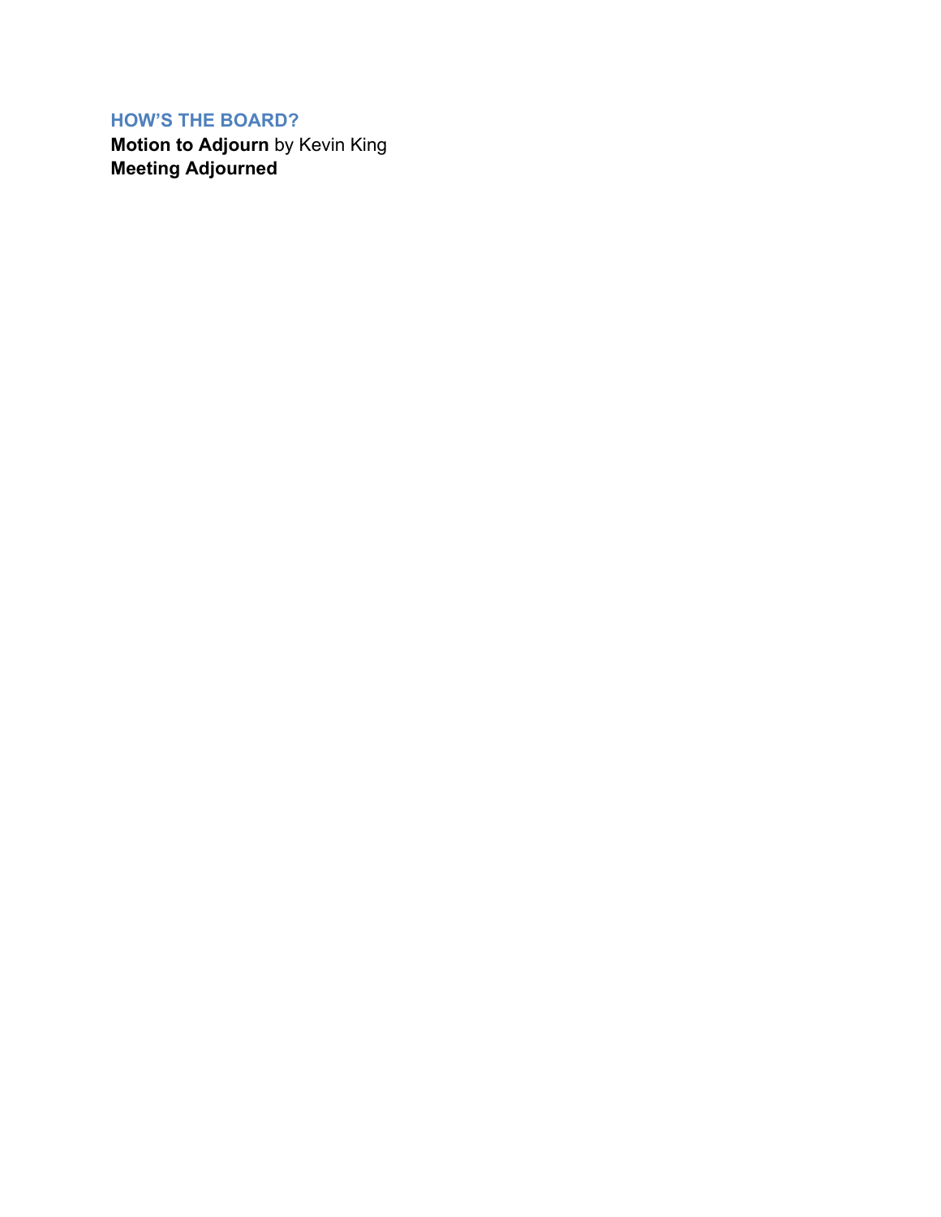### HOW'S THE BOARD?

**Motion to Adjourn** by Kevin King

**Meeting Adjourned**